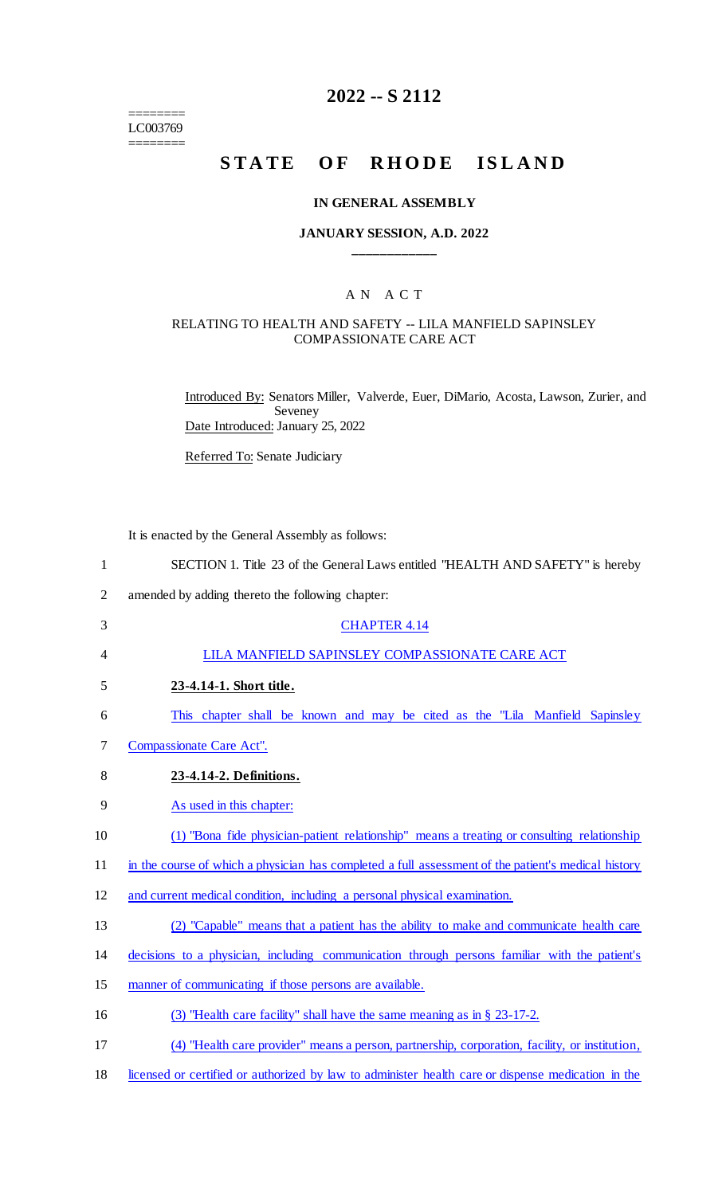========
LC003769
========

# 2022 -- S 2112

# STATE OF RHODE ISLAND

## IN GENERAL ASSEMBLY

### JANUARY SESSION, A.D. 2022

---

A N A C T

RELATING TO HEALTH AND SAFETY -- LILA MANFIELD SAPINSLEY COMPASSIONATE CARE ACT

Introduced By: Senators Miller, Valverde, Euer, DiMario, Acosta, Lawson, Zurier, and Seveney

Date Introduced: January 25, 2022

Referred To: Senate Judiciary

It is enacted by the General Assembly as follows:

1 SECTION 1. Title 23 of the General Laws entitled "HEALTH AND SAFETY" is hereby
2 amended by adding thereto the following chapter:

3 CHAPTER 4.14

4 LILA MANFIELD SAPINSLEY COMPASSIONATE CARE ACT

5 **23-4.14-1. Short title.**

6 This chapter shall be known and may be cited as the "Lila Manfield Sapinsley
7 Compassionate Care Act".

8 **23-4.14-2. Definitions.**

9 As used in this chapter:

10 (1) "Bona fide physician-patient relationship" means a treating or consulting relationship
11 in the course of which a physician has completed a full assessment of the patient's medical history
12 and current medical condition, including a personal physical examination.

13 (2) "Capable" means that a patient has the ability to make and communicate health care
14 decisions to a physician, including communication through persons familiar with the patient's
15 manner of communicating if those persons are available.

16 (3) "Health care facility" shall have the same meaning as in § 23-17-2.

17 (4) "Health care provider" means a person, partnership, corporation, facility, or institution,
18 licensed or certified or authorized by law to administer health care or dispense medication in the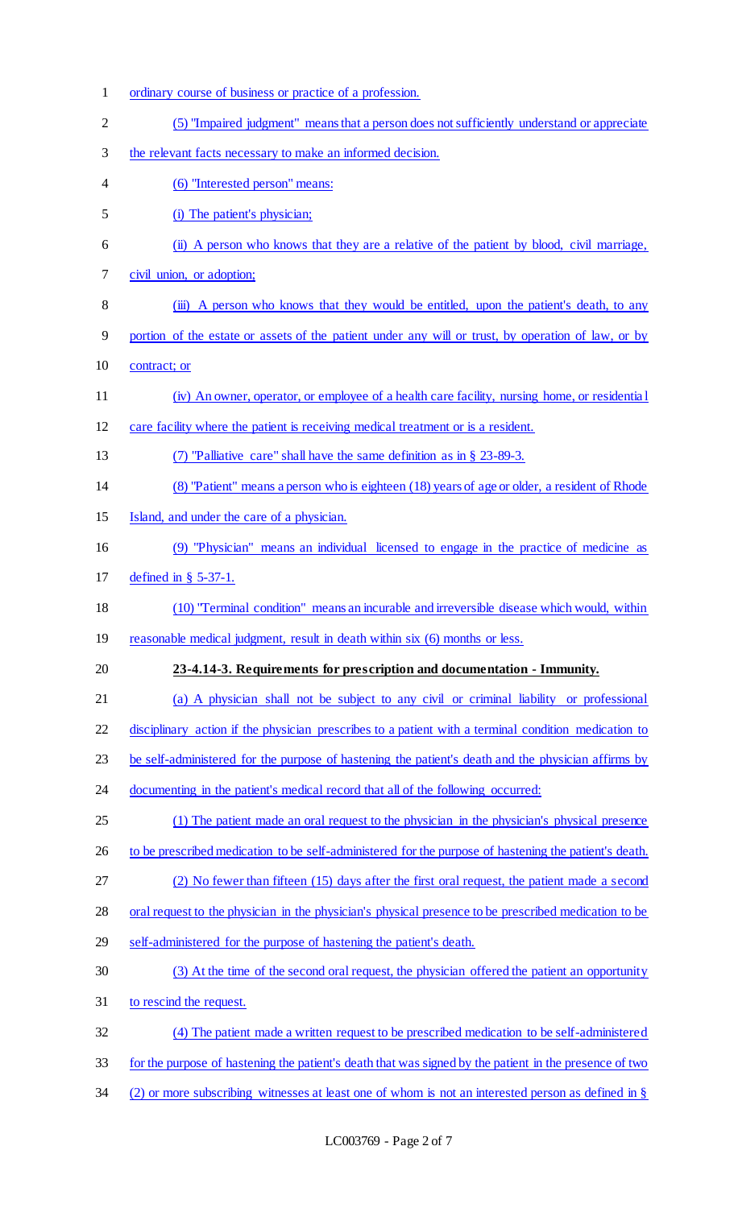ordinary course of business or practice of a profession.

(5) "Impaired judgment" means that a person does not sufficiently understand or appreciate the relevant facts necessary to make an informed decision.

(6) "Interested person" means:

(i) The patient's physician;

(ii) A person who knows that they are a relative of the patient by blood, civil marriage, civil union, or adoption;

(iii) A person who knows that they would be entitled, upon the patient's death, to any portion of the estate or assets of the patient under any will or trust, by operation of law, or by contract; or

(iv) An owner, operator, or employee of a health care facility, nursing home, or residential care facility where the patient is receiving medical treatment or is a resident.

(7) "Palliative care" shall have the same definition as in § 23-89-3.

(8) "Patient" means a person who is eighteen (18) years of age or older, a resident of Rhode Island, and under the care of a physician.

(9) "Physician" means an individual licensed to engage in the practice of medicine as defined in § 5-37-1.

(10) "Terminal condition" means an incurable and irreversible disease which would, within reasonable medical judgment, result in death within six (6) months or less.

**23-4.14-3. Requirements for prescription and documentation - Immunity.**

(a) A physician shall not be subject to any civil or criminal liability or professional disciplinary action if the physician prescribes to a patient with a terminal condition medication to be self-administered for the purpose of hastening the patient's death and the physician affirms by documenting in the patient's medical record that all of the following occurred:

(1) The patient made an oral request to the physician in the physician's physical presence to be prescribed medication to be self-administered for the purpose of hastening the patient's death.

(2) No fewer than fifteen (15) days after the first oral request, the patient made a second oral request to the physician in the physician's physical presence to be prescribed medication to be self-administered for the purpose of hastening the patient's death.

(3) At the time of the second oral request, the physician offered the patient an opportunity to rescind the request.

(4) The patient made a written request to be prescribed medication to be self-administered for the purpose of hastening the patient's death that was signed by the patient in the presence of two (2) or more subscribing witnesses at least one of whom is not an interested person as defined in §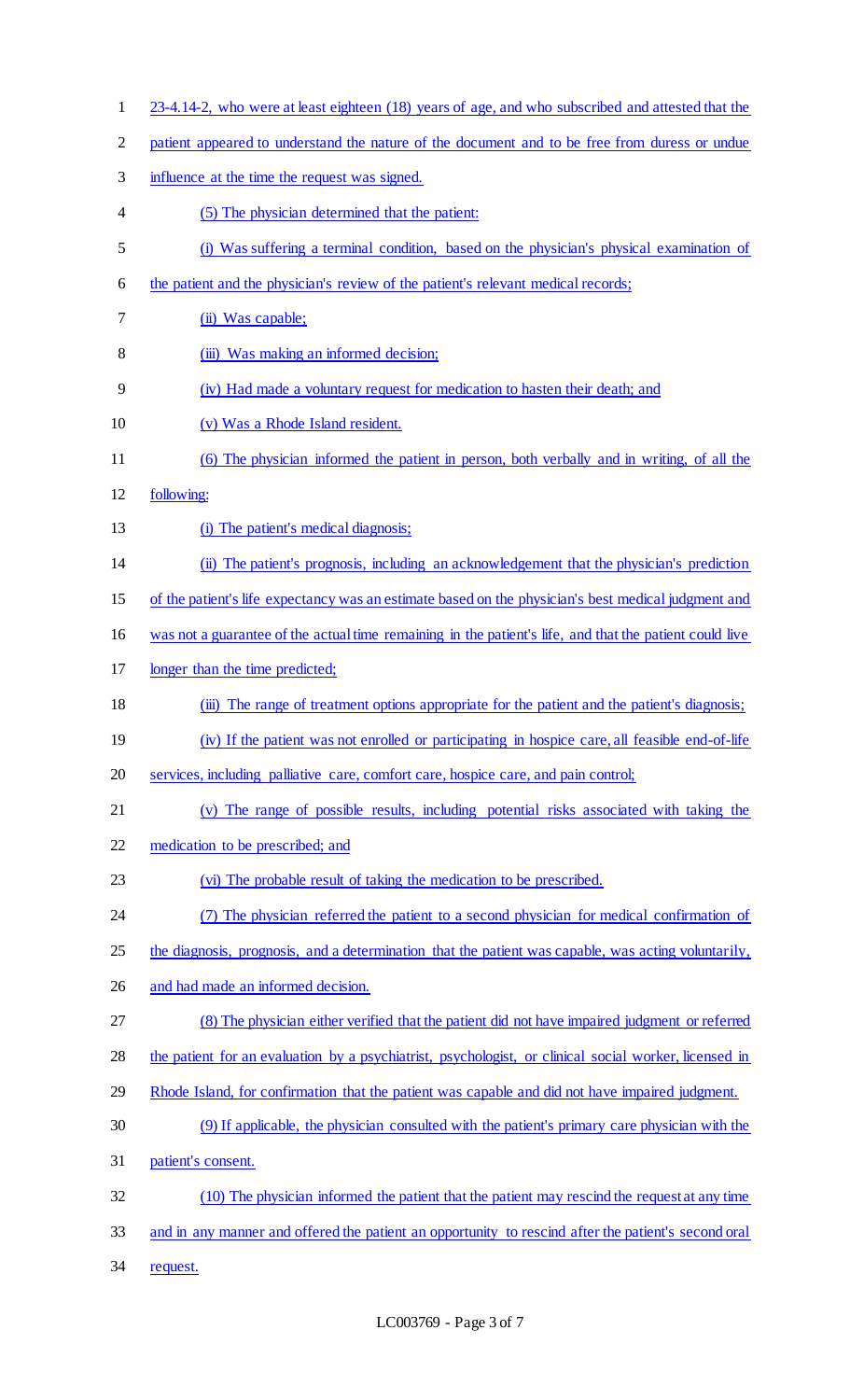23-4.14-2, who were at least eighteen (18) years of age, and who subscribed and attested that the patient appeared to understand the nature of the document and to be free from duress or undue influence at the time the request was signed.

(5) The physician determined that the patient:

(i) Was suffering a terminal condition, based on the physician's physical examination of the patient and the physician's review of the patient's relevant medical records;

(ii) Was capable;

(iii) Was making an informed decision;

(iv) Had made a voluntary request for medication to hasten their death; and

(v) Was a Rhode Island resident.

(6) The physician informed the patient in person, both verbally and in writing, of all the following:

(i) The patient's medical diagnosis;

(ii) The patient's prognosis, including an acknowledgement that the physician's prediction of the patient's life expectancy was an estimate based on the physician's best medical judgment and was not a guarantee of the actual time remaining in the patient's life, and that the patient could live longer than the time predicted;

(iii) The range of treatment options appropriate for the patient and the patient's diagnosis;

(iv) If the patient was not enrolled or participating in hospice care, all feasible end-of-life services, including palliative care, comfort care, hospice care, and pain control;

(v) The range of possible results, including potential risks associated with taking the medication to be prescribed; and

(vi) The probable result of taking the medication to be prescribed.

(7) The physician referred the patient to a second physician for medical confirmation of the diagnosis, prognosis, and a determination that the patient was capable, was acting voluntarily, and had made an informed decision.

(8) The physician either verified that the patient did not have impaired judgment or referred the patient for an evaluation by a psychiatrist, psychologist, or clinical social worker, licensed in Rhode Island, for confirmation that the patient was capable and did not have impaired judgment.

(9) If applicable, the physician consulted with the patient's primary care physician with the patient's consent.

(10) The physician informed the patient that the patient may rescind the request at any time and in any manner and offered the patient an opportunity to rescind after the patient's second oral request.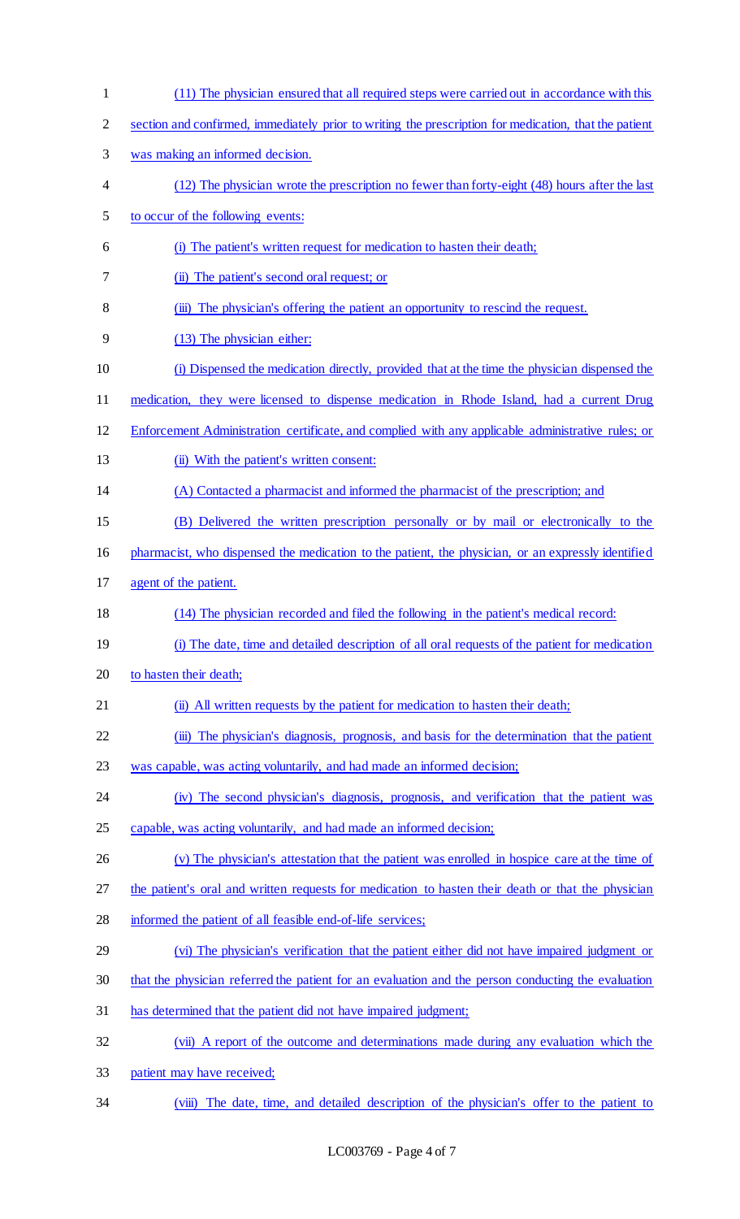(11) The physician ensured that all required steps were carried out in accordance with this section and confirmed, immediately prior to writing the prescription for medication, that the patient was making an informed decision.

(12) The physician wrote the prescription no fewer than forty-eight (48) hours after the last to occur of the following events:

(i) The patient's written request for medication to hasten their death;

(ii) The patient's second oral request; or

(iii) The physician's offering the patient an opportunity to rescind the request.

(13) The physician either:

(i) Dispensed the medication directly, provided that at the time the physician dispensed the medication, they were licensed to dispense medication in Rhode Island, had a current Drug Enforcement Administration certificate, and complied with any applicable administrative rules; or

(ii) With the patient's written consent:

(A) Contacted a pharmacist and informed the pharmacist of the prescription; and

(B) Delivered the written prescription personally or by mail or electronically to the pharmacist, who dispensed the medication to the patient, the physician, or an expressly identified agent of the patient.

(14) The physician recorded and filed the following in the patient's medical record:

(i) The date, time and detailed description of all oral requests of the patient for medication to hasten their death;

(ii) All written requests by the patient for medication to hasten their death;

(iii) The physician's diagnosis, prognosis, and basis for the determination that the patient was capable, was acting voluntarily, and had made an informed decision;

(iv) The second physician's diagnosis, prognosis, and verification that the patient was capable, was acting voluntarily, and had made an informed decision;

(v) The physician's attestation that the patient was enrolled in hospice care at the time of the patient's oral and written requests for medication to hasten their death or that the physician informed the patient of all feasible end-of-life services;

(vi) The physician's verification that the patient either did not have impaired judgment or that the physician referred the patient for an evaluation and the person conducting the evaluation has determined that the patient did not have impaired judgment;

(vii) A report of the outcome and determinations made during any evaluation which the patient may have received;

(viii) The date, time, and detailed description of the physician's offer to the patient to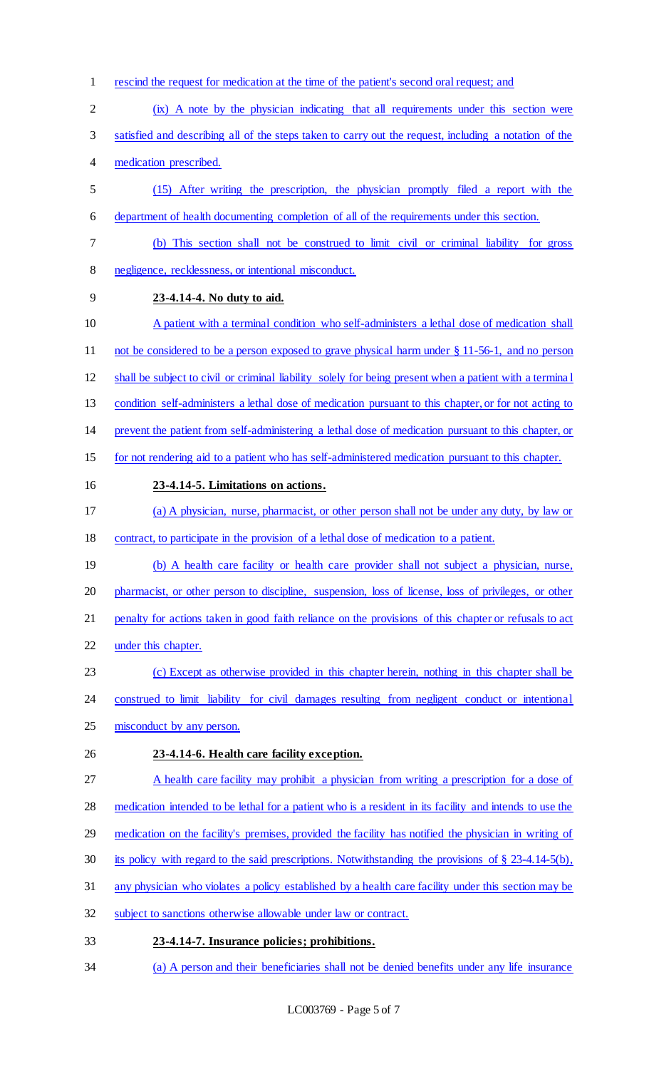rescind the request for medication at the time of the patient's second oral request; and

(ix) A note by the physician indicating that all requirements under this section were satisfied and describing all of the steps taken to carry out the request, including a notation of the medication prescribed.

(15) After writing the prescription, the physician promptly filed a report with the department of health documenting completion of all of the requirements under this section.

(b) This section shall not be construed to limit civil or criminal liability for gross negligence, recklessness, or intentional misconduct.

**23-4.14-4. No duty to aid.**

A patient with a terminal condition who self-administers a lethal dose of medication shall not be considered to be a person exposed to grave physical harm under § 11-56-1, and no person shall be subject to civil or criminal liability solely for being present when a patient with a terminal condition self-administers a lethal dose of medication pursuant to this chapter, or for not acting to prevent the patient from self-administering a lethal dose of medication pursuant to this chapter, or for not rendering aid to a patient who has self-administered medication pursuant to this chapter.

**23-4.14-5. Limitations on actions.**

(a) A physician, nurse, pharmacist, or other person shall not be under any duty, by law or contract, to participate in the provision of a lethal dose of medication to a patient.

(b) A health care facility or health care provider shall not subject a physician, nurse, pharmacist, or other person to discipline, suspension, loss of license, loss of privileges, or other penalty for actions taken in good faith reliance on the provisions of this chapter or refusals to act under this chapter.

(c) Except as otherwise provided in this chapter herein, nothing in this chapter shall be construed to limit liability for civil damages resulting from negligent conduct or intentional misconduct by any person.

**23-4.14-6. Health care facility exception.**

A health care facility may prohibit a physician from writing a prescription for a dose of medication intended to be lethal for a patient who is a resident in its facility and intends to use the medication on the facility's premises, provided the facility has notified the physician in writing of its policy with regard to the said prescriptions. Notwithstanding the provisions of § 23-4.14-5(b), any physician who violates a policy established by a health care facility under this section may be subject to sanctions otherwise allowable under law or contract.

**23-4.14-7. Insurance policies; prohibitions.**

(a) A person and their beneficiaries shall not be denied benefits under any life insurance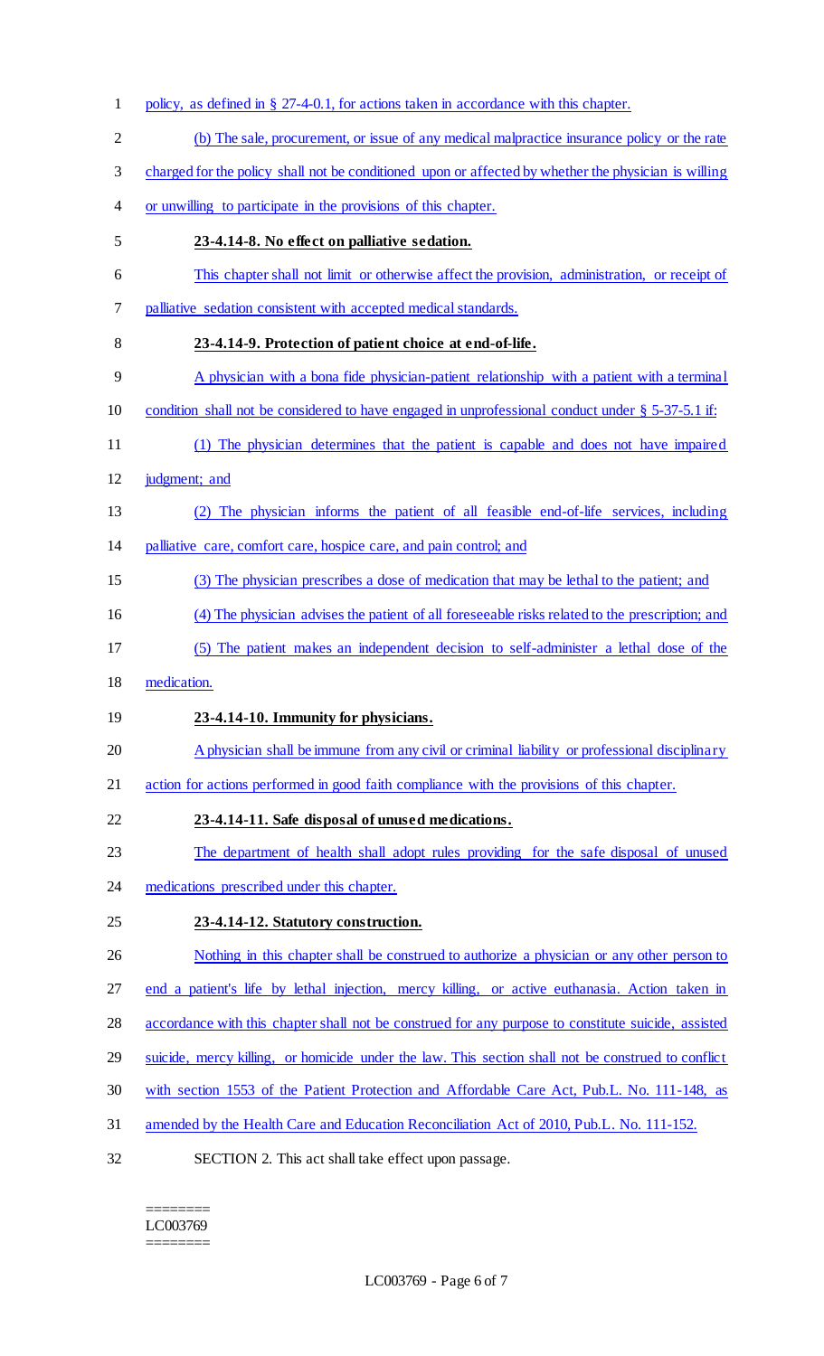policy, as defined in § 27-4-0.1, for actions taken in accordance with this chapter.

(b) The sale, procurement, or issue of any medical malpractice insurance policy or the rate charged for the policy shall not be conditioned upon or affected by whether the physician is willing or unwilling to participate in the provisions of this chapter.

**23-4.14-8. No effect on palliative sedation.**

This chapter shall not limit or otherwise affect the provision, administration, or receipt of palliative sedation consistent with accepted medical standards.

**23-4.14-9. Protection of patient choice at end-of-life.**

A physician with a bona fide physician-patient relationship with a patient with a terminal condition shall not be considered to have engaged in unprofessional conduct under § 5-37-5.1 if:

(1) The physician determines that the patient is capable and does not have impaired judgment; and

(2) The physician informs the patient of all feasible end-of-life services, including palliative care, comfort care, hospice care, and pain control; and

(3) The physician prescribes a dose of medication that may be lethal to the patient; and

(4) The physician advises the patient of all foreseeable risks related to the prescription; and

(5) The patient makes an independent decision to self-administer a lethal dose of the medication.

**23-4.14-10. Immunity for physicians.**

A physician shall be immune from any civil or criminal liability or professional disciplinary action for actions performed in good faith compliance with the provisions of this chapter.

**23-4.14-11. Safe disposal of unused medications.**

The department of health shall adopt rules providing for the safe disposal of unused medications prescribed under this chapter.

**23-4.14-12. Statutory construction.**

Nothing in this chapter shall be construed to authorize a physician or any other person to end a patient's life by lethal injection, mercy killing, or active euthanasia. Action taken in accordance with this chapter shall not be construed for any purpose to constitute suicide, assisted suicide, mercy killing, or homicide under the law. This section shall not be construed to conflict with section 1553 of the Patient Protection and Affordable Care Act, Pub.L. No. 111-148, as amended by the Health Care and Education Reconciliation Act of 2010, Pub.L. No. 111-152.

SECTION 2. This act shall take effect upon passage.

========
LC003769
========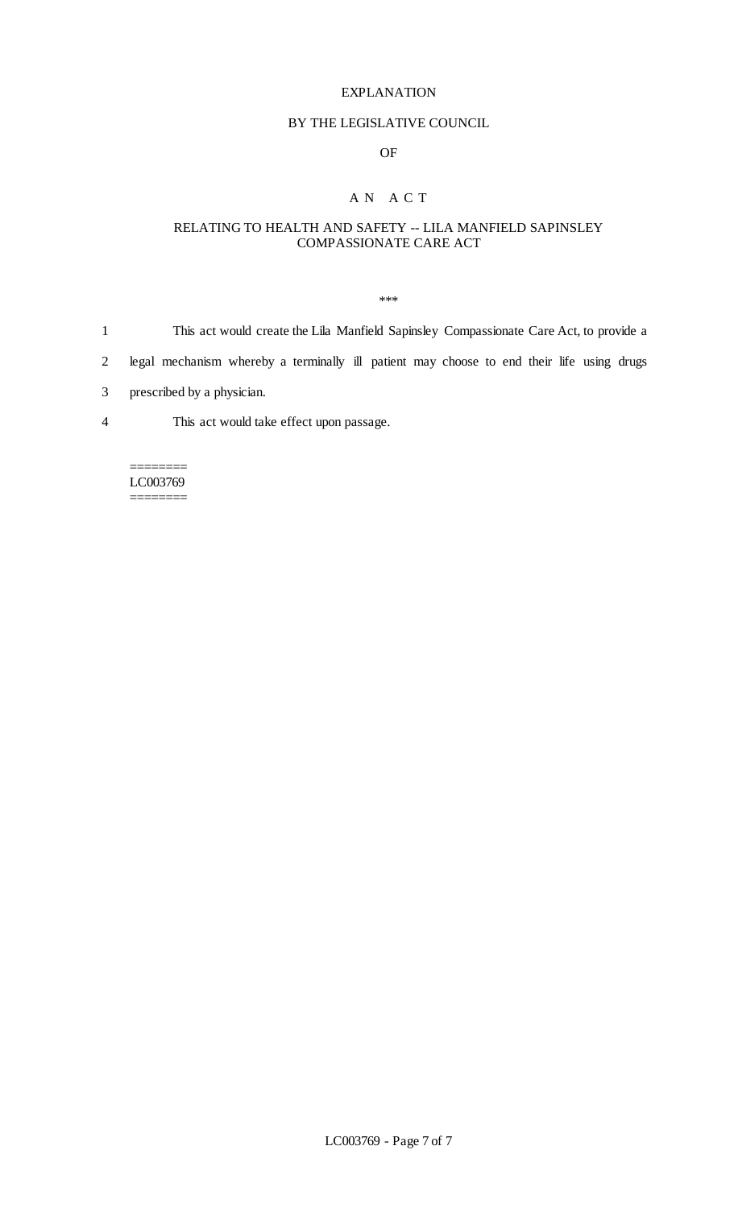EXPLANATION

BY THE LEGISLATIVE COUNCIL

OF

A N A C T

RELATING TO HEALTH AND SAFETY -- LILA MANFIELD SAPINSLEY COMPASSIONATE CARE ACT

\*\*\*

1 This act would create the Lila Manfield Sapinsley Compassionate Care Act, to provide a
2 legal mechanism whereby a terminally ill patient may choose to end their life using drugs
3 prescribed by a physician.
4 This act would take effect upon passage.

========
LC003769
========